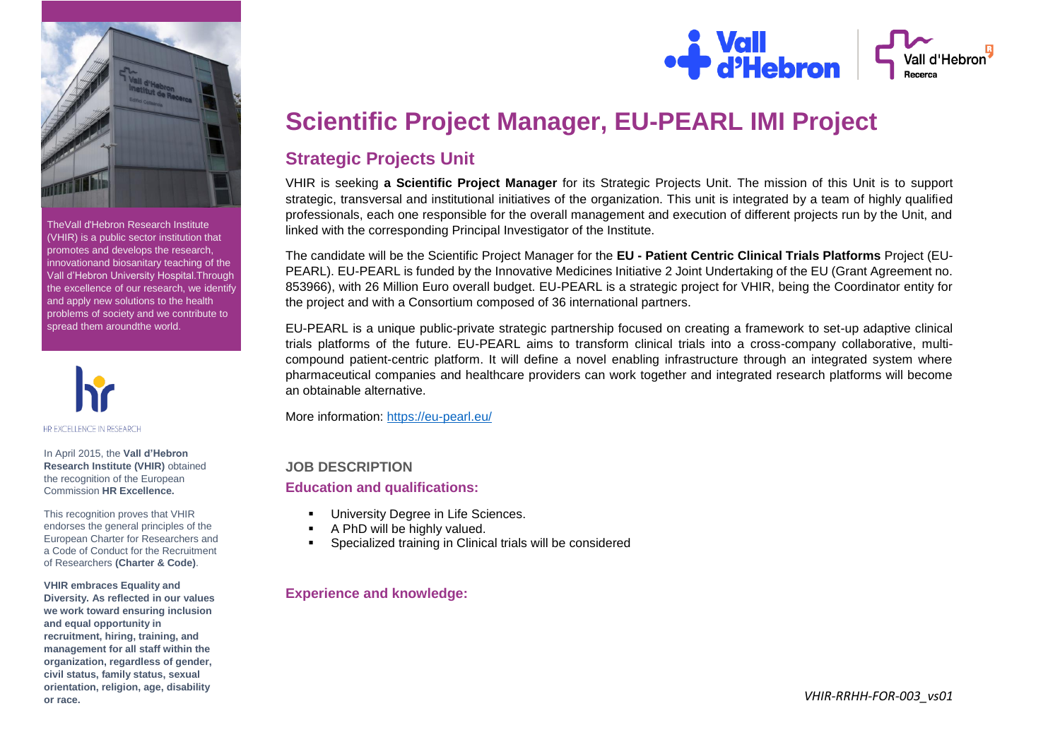# Scientific Project Manager, EU-PEARL IMI Project

## Strategic Projects Unit

VHIR is seeking **a Scientific Project Manager** for its Strategic Projects Unit. The mission of this Unit is to support strategic, transversal and institutional initiatives of the organization. This unit is integrated by a team of highly qualified professionals, each one responsible for the overall management and execution of different projects run by the Unit, and linked with the corresponding Principal Investigator of the Institute.

The candidate will be the Scientific Project Manager for the **EU - Patient Centric Clinical Trials Platforms** Project (EU-PEARL). EU-PEARL is funded by the Innovative Medicines Initiative 2 Joint Undertaking of the EU (Grant Agreement no. 853966), with 26 Million Euro overall budget. EU-PEARL is a strategic project for VHIR, being the Coordinator entity for the project and with a Consortium composed of 36 international partners.

EU-PEARL is a unique public-private strategic partnership focused on creating a framework to set-up adaptive clinical trials platforms of the future. EU-PEARL aims to transform clinical trials into a cross-company collaborative, multi-compound patient-centric platform. It will define a novel enabling infrastructure through an integrated system where pharmaceutical companies and healthcare providers can work together and integrated research platforms will become an obtainable alternative.

More information: https://eu-pearl.eu/

### JOB DESCRIPTION

### Education and qualifications:

- University Degree in Life Sciences.
- A PhD will be highly valued.
- Specialized training in Clinical trials will be considered

### Experience and knowledge:

TheVall d'Hebron Research Institute (VHIR) is a public sector institution that promotes and develops the research, innovationand biosanitary teaching of the Vall d'Hebron University Hospital.Through the excellence of our research, we identify and apply new solutions to the health problems of society and we contribute to spread them aroundthe world.

HR EXCELLENCE IN RESEARCH

In April 2015, the **Vall d'Hebron Research Institute (VHIR)** obtained the recognition of the European Commission **HR Excellence.**

This recognition proves that VHIR endorses the general principles of the European Charter for Researchers and a Code of Conduct for the Recruitment of Researchers **(Charter & Code)**.

**VHIR embraces Equality and Diversity. As reflected in our values we work toward ensuring inclusion and equal opportunity in recruitment, hiring, training, and management for all staff within the organization, regardless of gender, civil status, family status, sexual orientation, religion, age, disability or race.**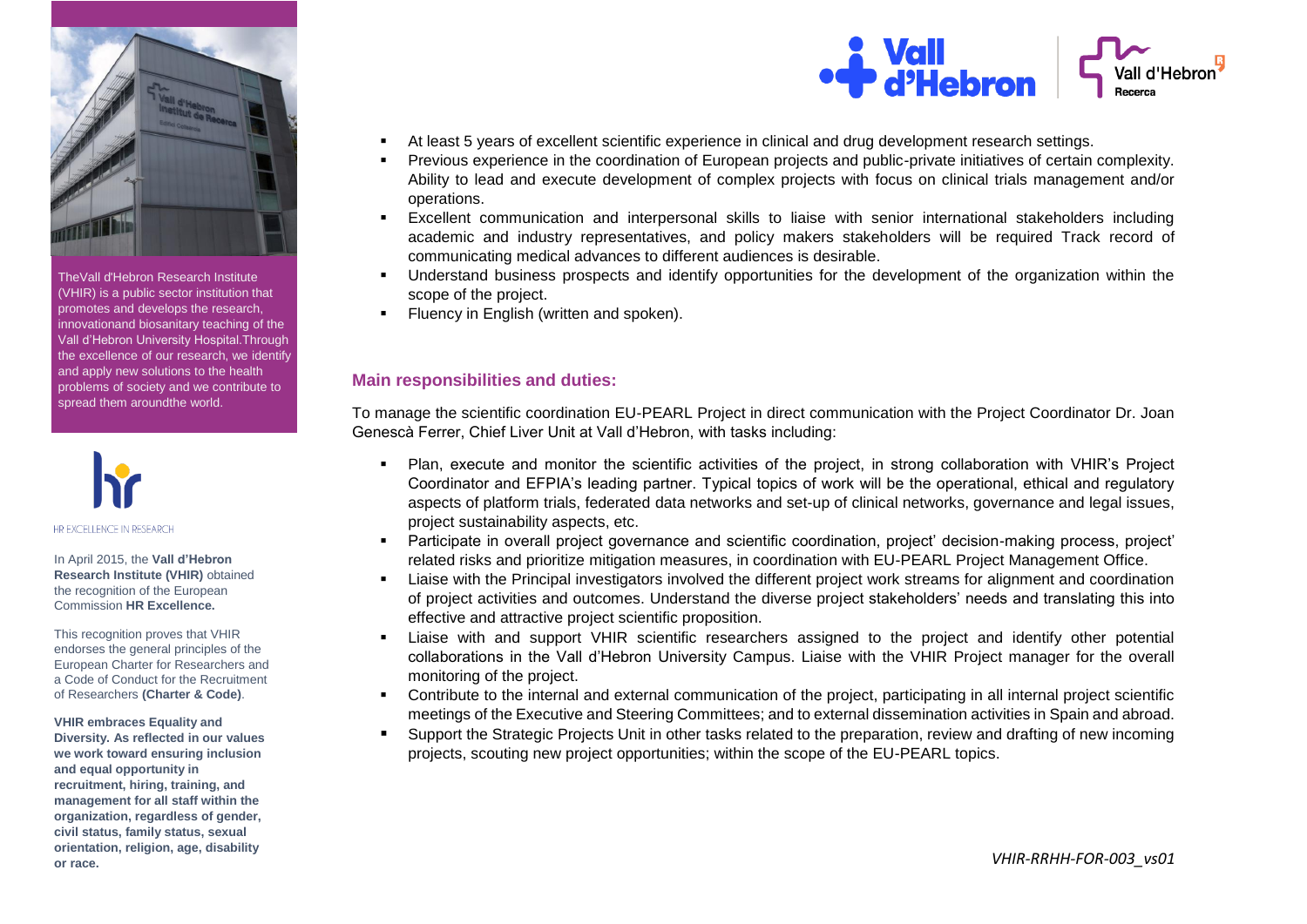TheVall d'Hebron Research Institute (VHIR) is a public sector institution that promotes and develops the research, innovationand biosanitary teaching of the Vall d'Hebron University Hospital.Through the excellence of our research, we identify and apply new solutions to the health problems of society and we contribute to spread them aroundthe world.

HR EXCELLENCE IN RESEARCH

In April 2015, the **Vall d'Hebron Research Institute (VHIR)** obtained the recognition of the European Commission **HR Excellence.**

This recognition proves that VHIR endorses the general principles of the European Charter for Researchers and a Code of Conduct for the Recruitment of Researchers **(Charter & Code)**.

**VHIR embraces Equality and Diversity. As reflected in our values we work toward ensuring inclusion and equal opportunity in recruitment, hiring, training, and management for all staff within the organization, regardless of gender, civil status, family status, sexual orientation, religion, age, disability or race.**

- At least 5 years of excellent scientific experience in clinical and drug development research settings.
- Previous experience in the coordination of European projects and public-private initiatives of certain complexity. Ability to lead and execute development of complex projects with focus on clinical trials management and/or operations.
- Excellent communication and interpersonal skills to liaise with senior international stakeholders including academic and industry representatives, and policy makers stakeholders will be required Track record of communicating medical advances to different audiences is desirable.
- Understand business prospects and identify opportunities for the development of the organization within the scope of the project.
- Fluency in English (written and spoken).

## Main responsibilities and duties:

To manage the scientific coordination EU-PEARL Project in direct communication with the Project Coordinator Dr. Joan Genescà Ferrer, Chief Liver Unit at Vall d'Hebron, with tasks including:

- Plan, execute and monitor the scientific activities of the project, in strong collaboration with VHIR's Project Coordinator and EFPIA's leading partner. Typical topics of work will be the operational, ethical and regulatory aspects of platform trials, federated data networks and set-up of clinical networks, governance and legal issues, project sustainability aspects, etc.
- Participate in overall project governance and scientific coordination, project' decision-making process, project' related risks and prioritize mitigation measures, in coordination with EU-PEARL Project Management Office.
- Liaise with the Principal investigators involved the different project work streams for alignment and coordination of project activities and outcomes. Understand the diverse project stakeholders' needs and translating this into effective and attractive project scientific proposition.
- Liaise with and support VHIR scientific researchers assigned to the project and identify other potential collaborations in the Vall d'Hebron University Campus. Liaise with the VHIR Project manager for the overall monitoring of the project.
- Contribute to the internal and external communication of the project, participating in all internal project scientific meetings of the Executive and Steering Committees; and to external dissemination activities in Spain and abroad.
- Support the Strategic Projects Unit in other tasks related to the preparation, review and drafting of new incoming projects, scouting new project opportunities; within the scope of the EU-PEARL topics.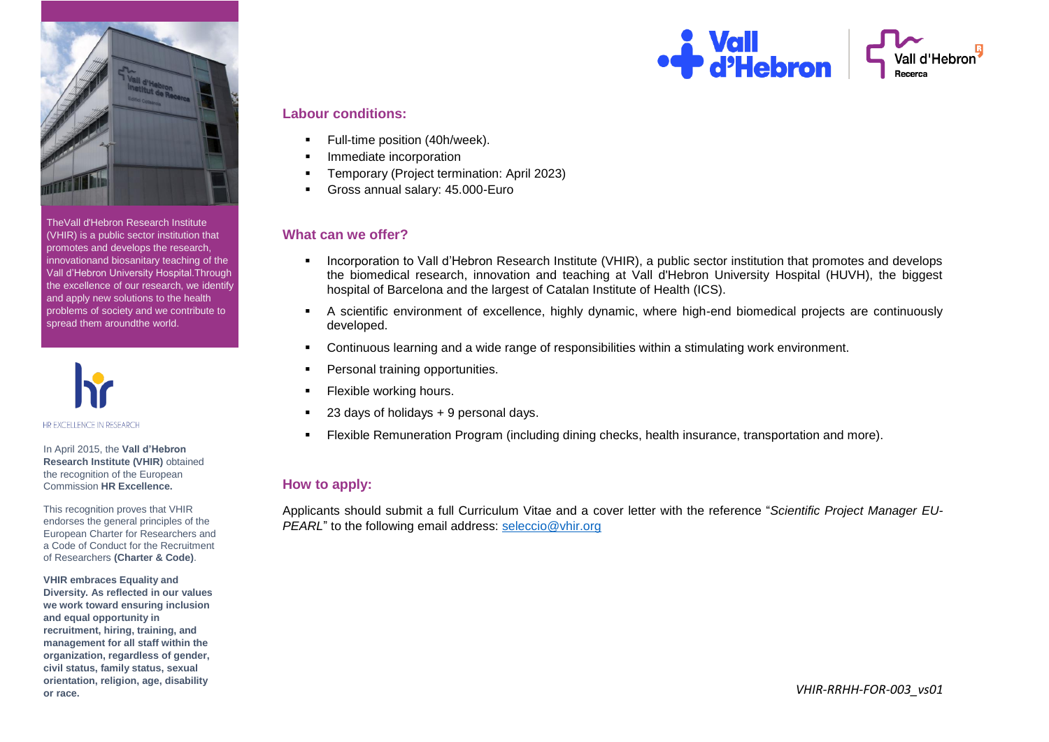TheVall d'Hebron Research Institute (VHIR) is a public sector institution that promotes and develops the research, innovationand biosanitary teaching of the Vall d'Hebron University Hospital.Through the excellence of our research, we identify and apply new solutions to the health problems of society and we contribute to spread them aroundthe world.

HR EXCELLENCE IN RESEARCH

In April 2015, the **Vall d'Hebron Research Institute (VHIR)** obtained the recognition of the European Commission **HR Excellence.**

This recognition proves that VHIR endorses the general principles of the European Charter for Researchers and a Code of Conduct for the Recruitment of Researchers **(Charter & Code)**.

**VHIR embraces Equality and Diversity. As reflected in our values we work toward ensuring inclusion and equal opportunity in recruitment, hiring, training, and management for all staff within the organization, regardless of gender, civil status, family status, sexual orientation, religion, age, disability or race.**

### Labour conditions:

- Full-time position (40h/week).
- Immediate incorporation
- Temporary (Project termination: April 2023)
- Gross annual salary: 45.000-Euro

### What can we offer?

- Incorporation to Vall d'Hebron Research Institute (VHIR), a public sector institution that promotes and develops the biomedical research, innovation and teaching at Vall d'Hebron University Hospital (HUVH), the biggest hospital of Barcelona and the largest of Catalan Institute of Health (ICS).
- A scientific environment of excellence, highly dynamic, where high-end biomedical projects are continuously developed.
- Continuous learning and a wide range of responsibilities within a stimulating work environment.
- Personal training opportunities.
- Flexible working hours.
- 23 days of holidays + 9 personal days.
- Flexible Remuneration Program (including dining checks, health insurance, transportation and more).

### How to apply:

Applicants should submit a full Curriculum Vitae and a cover letter with the reference "*Scientific Project Manager EU-PEARL*" to the following email address: seleccio@vhir.org

*VHIR-RRHH-FOR-003_vs01*